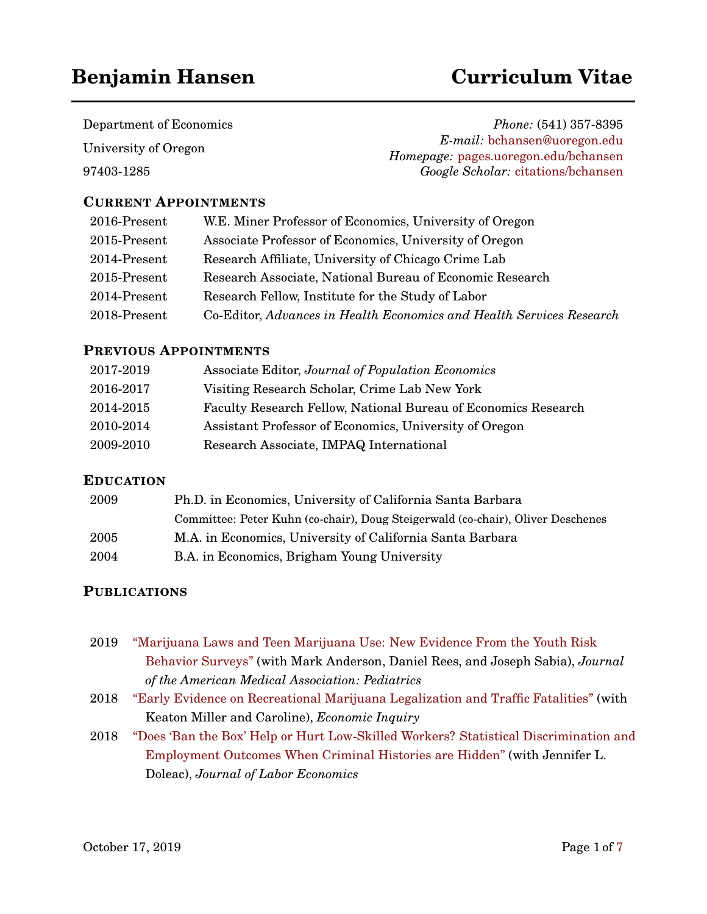# Benjamin Hansen — Curriculum Vitae

Department of Economics
University of Oregon
97403-1285

*Phone:* (541) 357-8395
*E-mail:* bchansen@uoregon.edu
*Homepage:* pages.uoregon.edu/bchansen
*Google Scholar:* citations/bchansen

## Current Appointments

| | |
|---|---|
| 2016-Present | W.E. Miner Professor of Economics, University of Oregon |
| 2015-Present | Associate Professor of Economics, University of Oregon |
| 2014-Present | Research Affiliate, University of Chicago Crime Lab |
| 2015-Present | Research Associate, National Bureau of Economic Research |
| 2014-Present | Research Fellow, Institute for the Study of Labor |
| 2018-Present | Co-Editor, *Advances in Health Economics and Health Services Research* |

## Previous Appointments

| | |
|---|---|
| 2017-2019 | Associate Editor, *Journal of Population Economics* |
| 2016-2017 | Visiting Research Scholar, Crime Lab New York |
| 2014-2015 | Faculty Research Fellow, National Bureau of Economics Research |
| 2010-2014 | Assistant Professor of Economics, University of Oregon |
| 2009-2010 | Research Associate, IMPAQ International |

## Education

| | |
|---|---|
| 2009 | Ph.D. in Economics, University of California Santa Barbara<br>Committee: Peter Kuhn (co-chair), Doug Steigerwald (co-chair), Oliver Deschenes |
| 2005 | M.A. in Economics, University of California Santa Barbara |
| 2004 | B.A. in Economics, Brigham Young University |

## Publications

- 2019 "Marijuana Laws and Teen Marijuana Use: New Evidence From the Youth Risk Behavior Surveys" (with Mark Anderson, Daniel Rees, and Joseph Sabia), *Journal of the American Medical Association: Pediatrics*
- 2018 "Early Evidence on Recreational Marijuana Legalization and Traffic Fatalities" (with Keaton Miller and Caroline), *Economic Inquiry*
- 2018 "Does 'Ban the Box' Help or Hurt Low-Skilled Workers? Statistical Discrimination and Employment Outcomes When Criminal Histories are Hidden" (with Jennifer L. Doleac), *Journal of Labor Economics*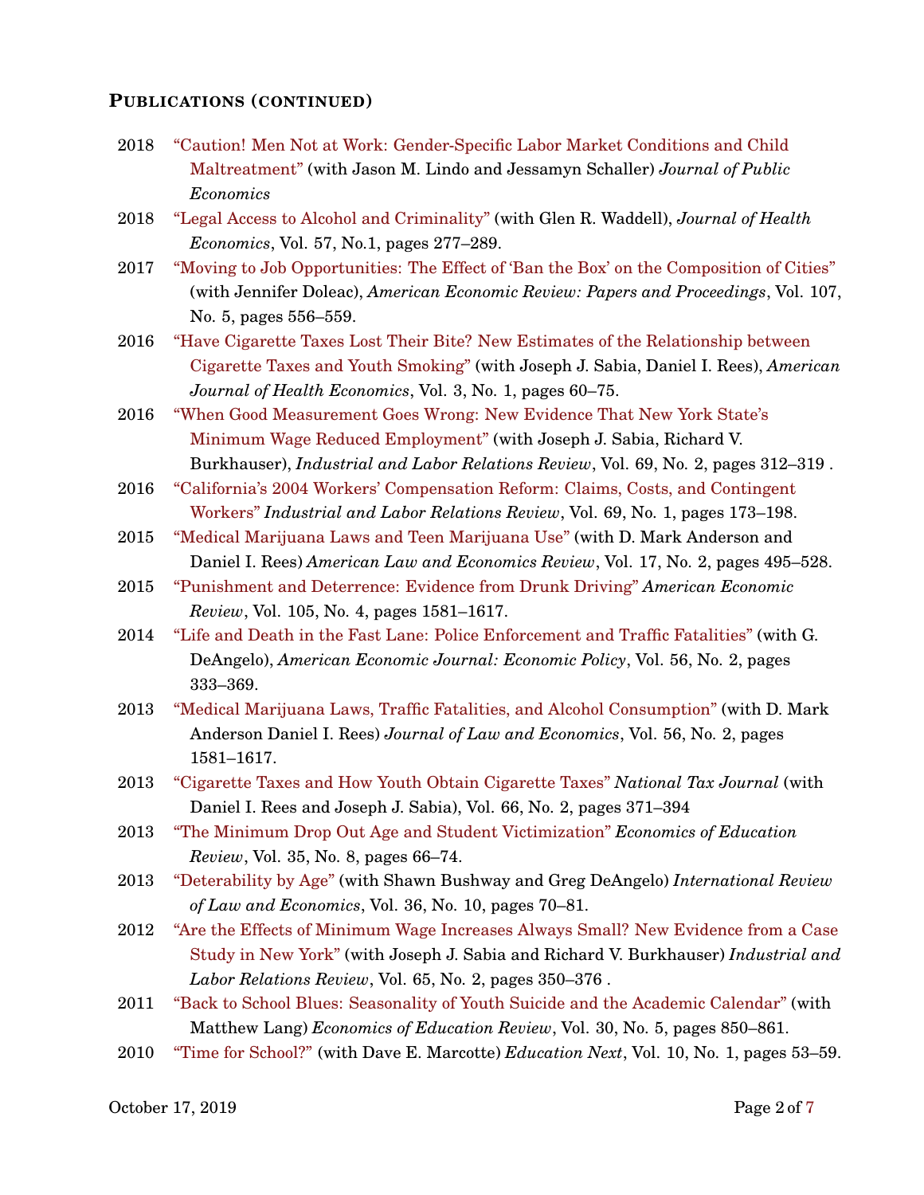## Publications (continued)

- 2018 "Caution! Men Not at Work: Gender-Specific Labor Market Conditions and Child Maltreatment" (with Jason M. Lindo and Jessamyn Schaller) *Journal of Public Economics*
- 2018 "Legal Access to Alcohol and Criminality" (with Glen R. Waddell), *Journal of Health Economics*, Vol. 57, No.1, pages 277–289.
- 2017 "Moving to Job Opportunities: The Effect of 'Ban the Box' on the Composition of Cities" (with Jennifer Doleac), *American Economic Review: Papers and Proceedings*, Vol. 107, No. 5, pages 556–559.
- 2016 "Have Cigarette Taxes Lost Their Bite? New Estimates of the Relationship between Cigarette Taxes and Youth Smoking" (with Joseph J. Sabia, Daniel I. Rees), *American Journal of Health Economics*, Vol. 3, No. 1, pages 60–75.
- 2016 "When Good Measurement Goes Wrong: New Evidence That New York State's Minimum Wage Reduced Employment" (with Joseph J. Sabia, Richard V. Burkhauser), *Industrial and Labor Relations Review*, Vol. 69, No. 2, pages 312–319 .
- 2016 "California's 2004 Workers' Compensation Reform: Claims, Costs, and Contingent Workers" *Industrial and Labor Relations Review*, Vol. 69, No. 1, pages 173–198.
- 2015 "Medical Marijuana Laws and Teen Marijuana Use" (with D. Mark Anderson and Daniel I. Rees) *American Law and Economics Review*, Vol. 17, No. 2, pages 495–528.
- 2015 "Punishment and Deterrence: Evidence from Drunk Driving" *American Economic Review*, Vol. 105, No. 4, pages 1581–1617.
- 2014 "Life and Death in the Fast Lane: Police Enforcement and Traffic Fatalities" (with G. DeAngelo), *American Economic Journal: Economic Policy*, Vol. 56, No. 2, pages 333–369.
- 2013 "Medical Marijuana Laws, Traffic Fatalities, and Alcohol Consumption" (with D. Mark Anderson Daniel I. Rees) *Journal of Law and Economics*, Vol. 56, No. 2, pages 1581–1617.
- 2013 "Cigarette Taxes and How Youth Obtain Cigarette Taxes" *National Tax Journal* (with Daniel I. Rees and Joseph J. Sabia), Vol. 66, No. 2, pages 371–394
- 2013 "The Minimum Drop Out Age and Student Victimization" *Economics of Education Review*, Vol. 35, No. 8, pages 66–74.
- 2013 "Deterability by Age" (with Shawn Bushway and Greg DeAngelo) *International Review of Law and Economics*, Vol. 36, No. 10, pages 70–81.
- 2012 "Are the Effects of Minimum Wage Increases Always Small? New Evidence from a Case Study in New York" (with Joseph J. Sabia and Richard V. Burkhauser) *Industrial and Labor Relations Review*, Vol. 65, No. 2, pages 350–376 .
- 2011 "Back to School Blues: Seasonality of Youth Suicide and the Academic Calendar" (with Matthew Lang) *Economics of Education Review*, Vol. 30, No. 5, pages 850–861.
- 2010 "Time for School?" (with Dave E. Marcotte) *Education Next*, Vol. 10, No. 1, pages 53–59.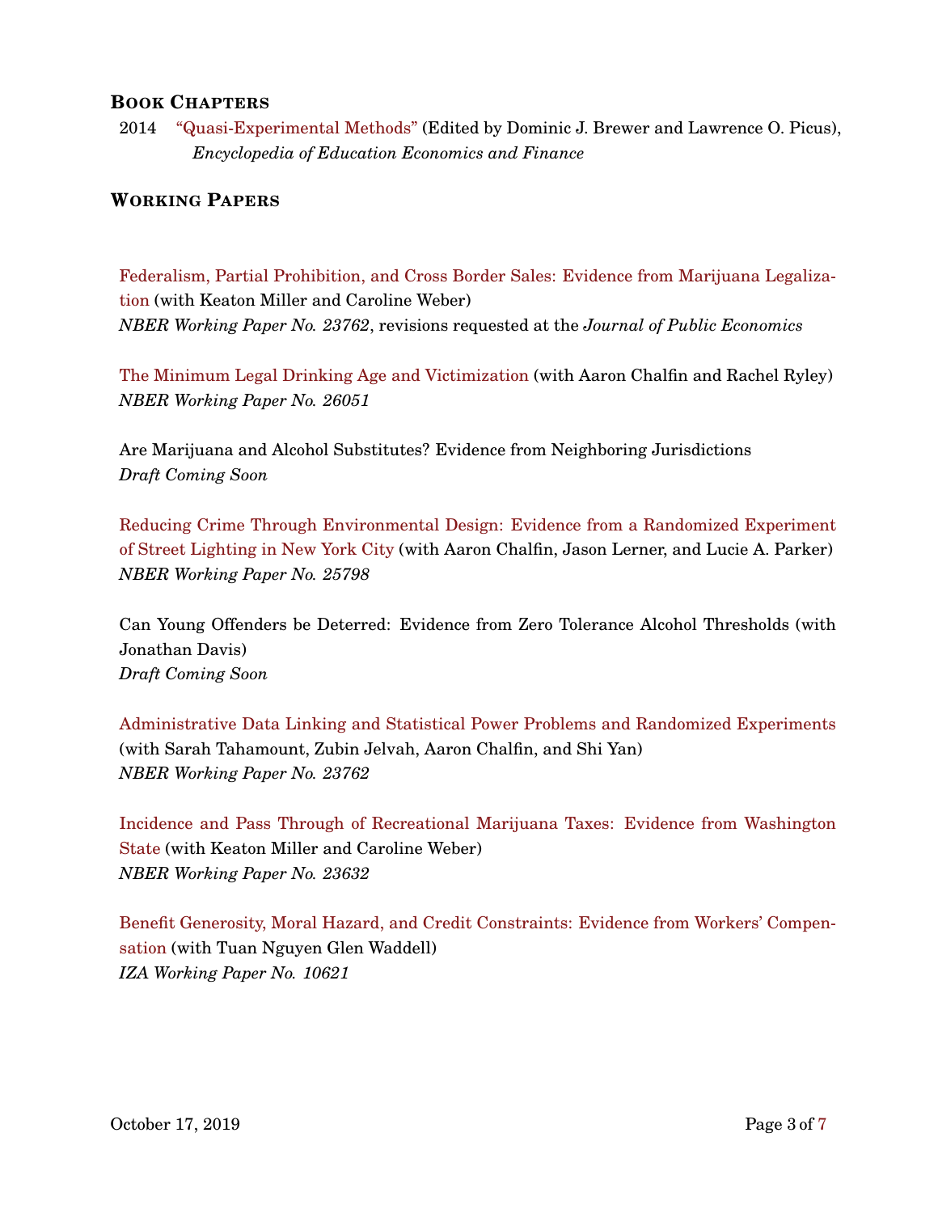## Book Chapters

2014 "Quasi-Experimental Methods" (Edited by Dominic J. Brewer and Lawrence O. Picus), *Encyclopedia of Education Economics and Finance*

## Working Papers

Federalism, Partial Prohibition, and Cross Border Sales: Evidence from Marijuana Legalization (with Keaton Miller and Caroline Weber)
*NBER Working Paper No. 23762*, revisions requested at the *Journal of Public Economics*

The Minimum Legal Drinking Age and Victimization (with Aaron Chalfin and Rachel Ryley)
*NBER Working Paper No. 26051*

Are Marijuana and Alcohol Substitutes? Evidence from Neighboring Jurisdictions
*Draft Coming Soon*

Reducing Crime Through Environmental Design: Evidence from a Randomized Experiment of Street Lighting in New York City (with Aaron Chalfin, Jason Lerner, and Lucie A. Parker)
*NBER Working Paper No. 25798*

Can Young Offenders be Deterred: Evidence from Zero Tolerance Alcohol Thresholds (with Jonathan Davis)
*Draft Coming Soon*

Administrative Data Linking and Statistical Power Problems and Randomized Experiments (with Sarah Tahamount, Zubin Jelvah, Aaron Chalfin, and Shi Yan)
*NBER Working Paper No. 23762*

Incidence and Pass Through of Recreational Marijuana Taxes: Evidence from Washington State (with Keaton Miller and Caroline Weber)
*NBER Working Paper No. 23632*

Benefit Generosity, Moral Hazard, and Credit Constraints: Evidence from Workers' Compensation (with Tuan Nguyen Glen Waddell)
*IZA Working Paper No. 10621*

October 17, 2019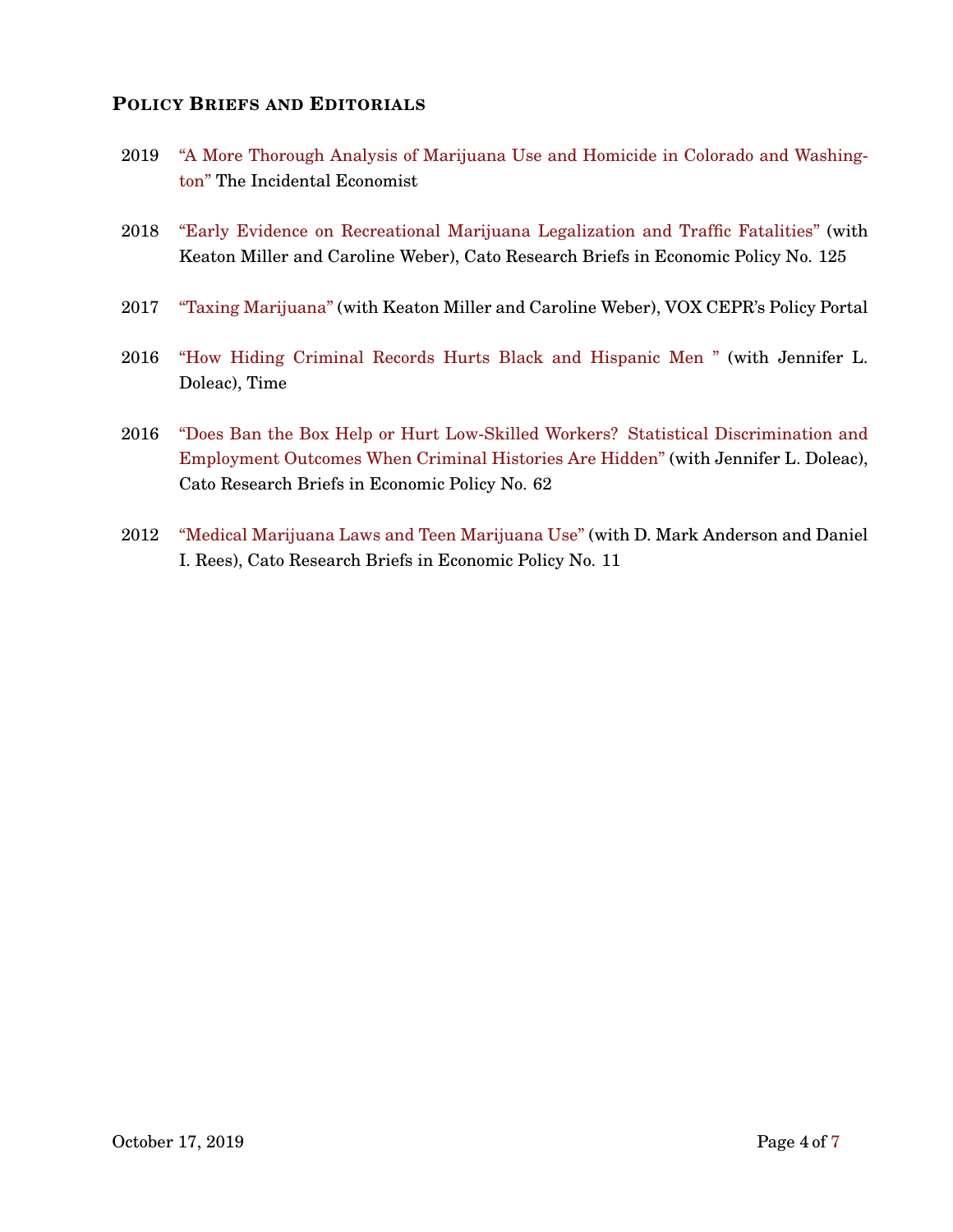## Policy Briefs and Editorials

- 2019 "A More Thorough Analysis of Marijuana Use and Homicide in Colorado and Washington" The Incidental Economist

- 2018 "Early Evidence on Recreational Marijuana Legalization and Traffic Fatalities" (with Keaton Miller and Caroline Weber), Cato Research Briefs in Economic Policy No. 125

- 2017 "Taxing Marijuana" (with Keaton Miller and Caroline Weber), VOX CEPR's Policy Portal

- 2016 "How Hiding Criminal Records Hurts Black and Hispanic Men " (with Jennifer L. Doleac), Time

- 2016 "Does Ban the Box Help or Hurt Low-Skilled Workers? Statistical Discrimination and Employment Outcomes When Criminal Histories Are Hidden" (with Jennifer L. Doleac), Cato Research Briefs in Economic Policy No. 62

- 2012 "Medical Marijuana Laws and Teen Marijuana Use" (with D. Mark Anderson and Daniel I. Rees), Cato Research Briefs in Economic Policy No. 11

October 17, 2019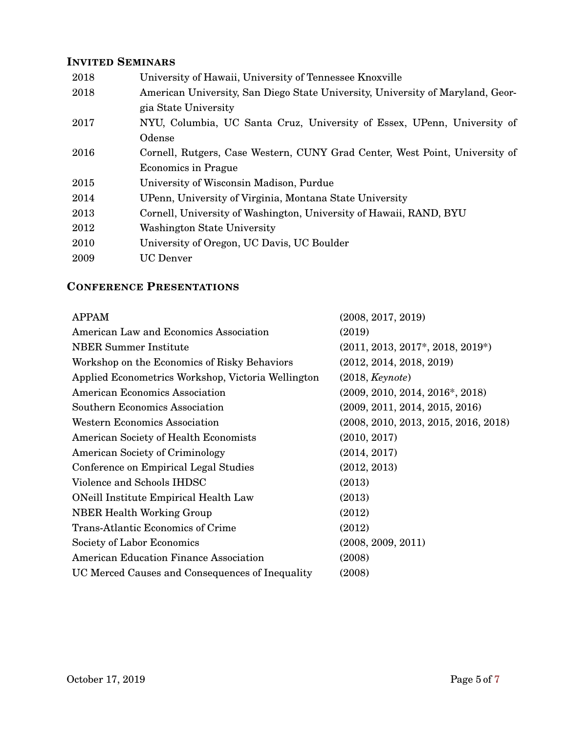### INVITED SEMINARS

| | |
|---|---|
| 2018 | University of Hawaii, University of Tennessee Knoxville |
| 2018 | American University, San Diego State University, University of Maryland, Georgia State University |
| 2017 | NYU, Columbia, UC Santa Cruz, University of Essex, UPenn, University of Odense |
| 2016 | Cornell, Rutgers, Case Western, CUNY Grad Center, West Point, University of Economics in Prague |
| 2015 | University of Wisconsin Madison, Purdue |
| 2014 | UPenn, University of Virginia, Montana State University |
| 2013 | Cornell, University of Washington, University of Hawaii, RAND, BYU |
| 2012 | Washington State University |
| 2010 | University of Oregon, UC Davis, UC Boulder |
| 2009 | UC Denver |

### CONFERENCE PRESENTATIONS

| | |
|---|---|
| APPAM | (2008, 2017, 2019) |
| American Law and Economics Association | (2019) |
| NBER Summer Institute | (2011, 2013, 2017*, 2018, 2019*) |
| Workshop on the Economics of Risky Behaviors | (2012, 2014, 2018, 2019) |
| Applied Econometrics Workshop, Victoria Wellington | (2018, *Keynote*) |
| American Economics Association | (2009, 2010, 2014, 2016*, 2018) |
| Southern Economics Association | (2009, 2011, 2014, 2015, 2016) |
| Western Economics Association | (2008, 2010, 2013, 2015, 2016, 2018) |
| American Society of Health Economists | (2010, 2017) |
| American Society of Criminology | (2014, 2017) |
| Conference on Empirical Legal Studies | (2012, 2013) |
| Violence and Schools IHDSC | (2013) |
| ONeill Institute Empirical Health Law | (2013) |
| NBER Health Working Group | (2012) |
| Trans-Atlantic Economics of Crime | (2012) |
| Society of Labor Economics | (2008, 2009, 2011) |
| American Education Finance Association | (2008) |
| UC Merced Causes and Consequences of Inequality | (2008) |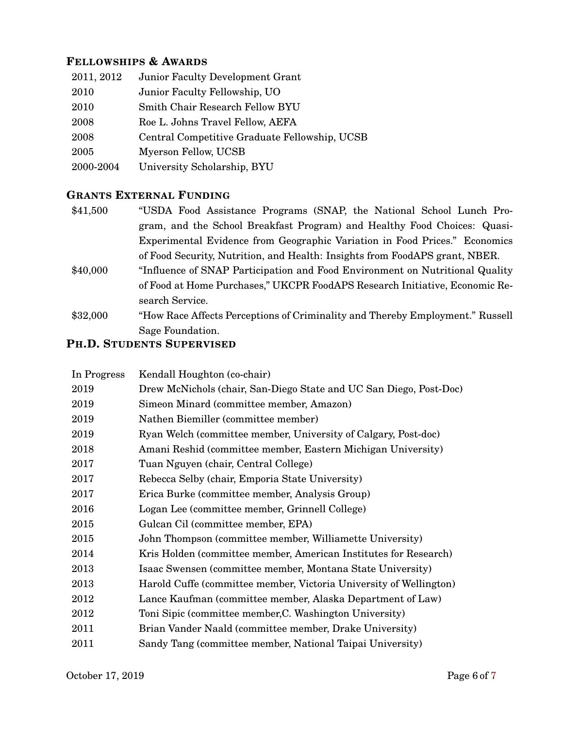## Fellowships & Awards

| | |
|---|---|
| 2011, 2012 | Junior Faculty Development Grant |
| 2010 | Junior Faculty Fellowship, UO |
| 2010 | Smith Chair Research Fellow BYU |
| 2008 | Roe L. Johns Travel Fellow, AEFA |
| 2008 | Central Competitive Graduate Fellowship, UCSB |
| 2005 | Myerson Fellow, UCSB |
| 2000-2004 | University Scholarship, BYU |

## Grants External Funding

| | |
|---|---|
| $41,500 | "USDA Food Assistance Programs (SNAP, the National School Lunch Program, and the School Breakfast Program) and Healthy Food Choices: Quasi-Experimental Evidence from Geographic Variation in Food Prices." Economics of Food Security, Nutrition, and Health: Insights from FoodAPS grant, NBER. |
| $40,000 | "Influence of SNAP Participation and Food Environment on Nutritional Quality of Food at Home Purchases," UKCPR FoodAPS Research Initiative, Economic Research Service. |
| $32,000 | "How Race Affects Perceptions of Criminality and Thereby Employment." Russell Sage Foundation. |

## Ph.D. Students Supervised

| | |
|---|---|
| In Progress | Kendall Houghton (co-chair) |
| 2019 | Drew McNichols (chair, San-Diego State and UC San Diego, Post-Doc) |
| 2019 | Simeon Minard (committee member, Amazon) |
| 2019 | Nathen Biemiller (committee member) |
| 2019 | Ryan Welch (committee member, University of Calgary, Post-doc) |
| 2018 | Amani Reshid (committee member, Eastern Michigan University) |
| 2017 | Tuan Nguyen (chair, Central College) |
| 2017 | Rebecca Selby (chair, Emporia State University) |
| 2017 | Erica Burke (committee member, Analysis Group) |
| 2016 | Logan Lee (committee member, Grinnell College) |
| 2015 | Gulcan Cil (committee member, EPA) |
| 2015 | John Thompson (committee member, Williamette University) |
| 2014 | Kris Holden (committee member, American Institutes for Research) |
| 2013 | Isaac Swensen (committee member, Montana State University) |
| 2013 | Harold Cuffe (committee member, Victoria University of Wellington) |
| 2012 | Lance Kaufman (committee member, Alaska Department of Law) |
| 2012 | Toni Sipic (committee member,C. Washington University) |
| 2011 | Brian Vander Naald (committee member, Drake University) |
| 2011 | Sandy Tang (committee member, National Taipai University) |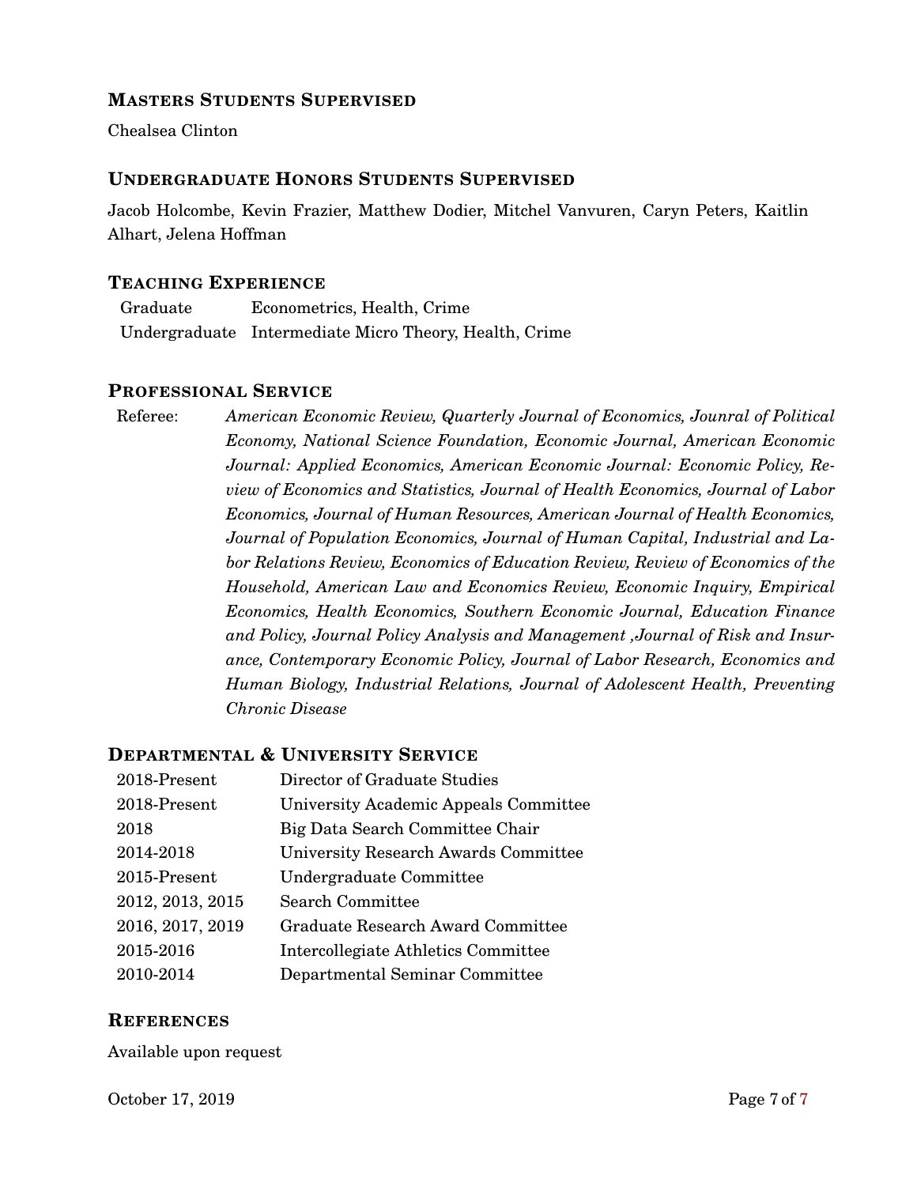## Masters Students Supervised

Chealsea Clinton

## Undergraduate Honors Students Supervised

Jacob Holcombe, Kevin Frazier, Matthew Dodier, Mitchel Vanvuren, Caryn Peters, Kaitlin Alhart, Jelena Hoffman

## Teaching Experience

| | |
|---|---|
| Graduate | Econometrics, Health, Crime |
| Undergraduate | Intermediate Micro Theory, Health, Crime |

## Professional Service

Referee: *American Economic Review, Quarterly Journal of Economics, Jounral of Political Economy, National Science Foundation, Economic Journal, American Economic Journal: Applied Economics, American Economic Journal: Economic Policy, Review of Economics and Statistics, Journal of Health Economics, Journal of Labor Economics, Journal of Human Resources, American Journal of Health Economics, Journal of Population Economics, Journal of Human Capital, Industrial and Labor Relations Review, Economics of Education Review, Review of Economics of the Household, American Law and Economics Review, Economic Inquiry, Empirical Economics, Health Economics, Southern Economic Journal, Education Finance and Policy, Journal Policy Analysis and Management ,Journal of Risk and Insurance, Contemporary Economic Policy, Journal of Labor Research, Economics and Human Biology, Industrial Relations, Journal of Adolescent Health, Preventing Chronic Disease*

## Departmental & University Service

| | |
|---|---|
| 2018-Present | Director of Graduate Studies |
| 2018-Present | University Academic Appeals Committee |
| 2018 | Big Data Search Committee Chair |
| 2014-2018 | University Research Awards Committee |
| 2015-Present | Undergraduate Committee |
| 2012, 2013, 2015 | Search Committee |
| 2016, 2017, 2019 | Graduate Research Award Committee |
| 2015-2016 | Intercollegiate Athletics Committee |
| 2010-2014 | Departmental Seminar Committee |

## References

Available upon request

October 17, 2019